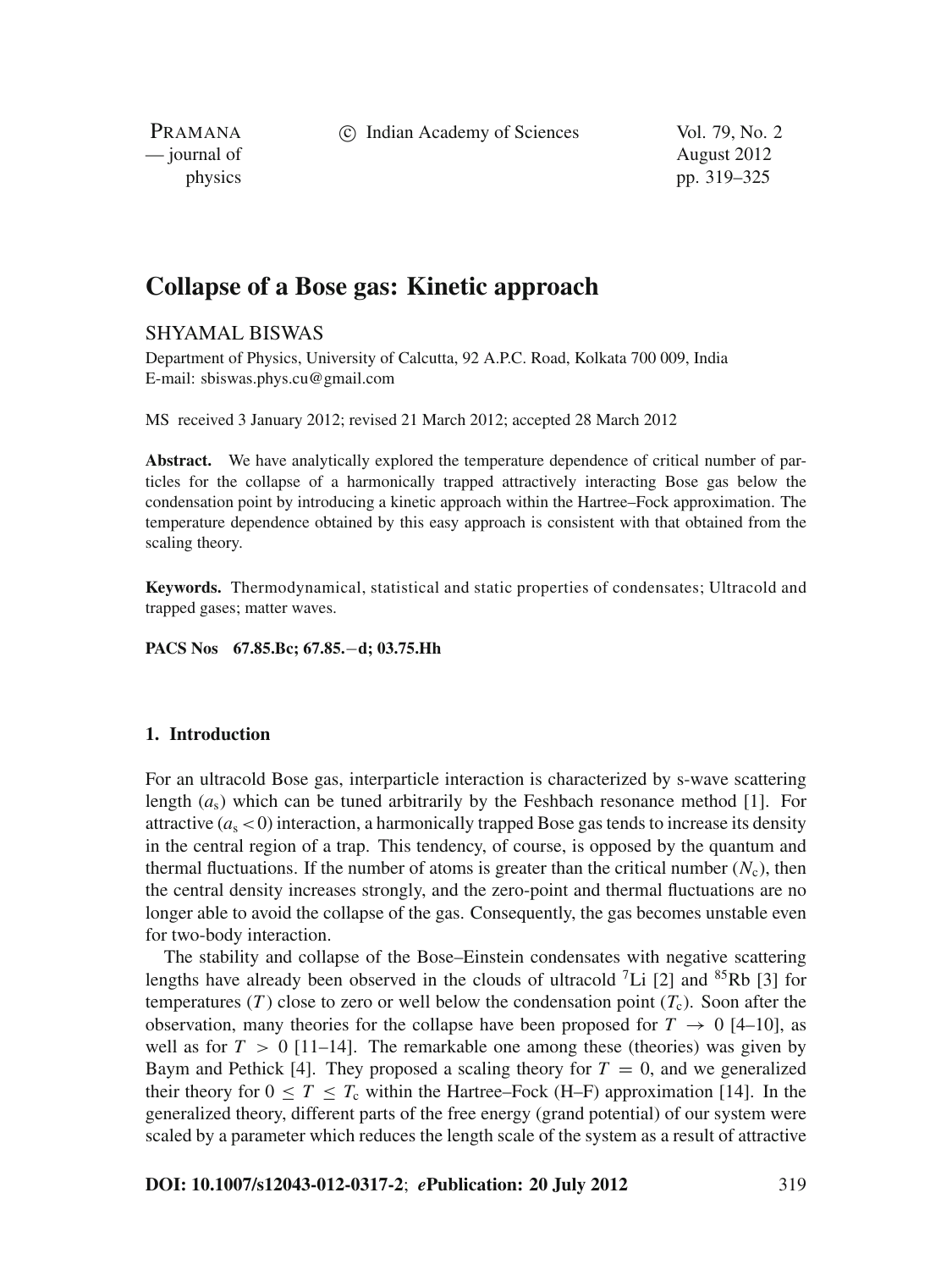# Collapse of a Bose gas: Kinetic approach

SHYAMAL BISWAS

Department of Physics, University of Calcutta, 92 A.P.C. Road, Kolkata 700 009, India
E-mail: sbiswas.phys.cu@gmail.com

MS received 3 January 2012; revised 21 March 2012; accepted 28 March 2012

**Abstract.** We have analytically explored the temperature dependence of critical number of particles for the collapse of a harmonically trapped attractively interacting Bose gas below the condensation point by introducing a kinetic approach within the Hartree–Fock approximation. The temperature dependence obtained by this easy approach is consistent with that obtained from the scaling theory.

**Keywords.** Thermodynamical, statistical and static properties of condensates; Ultracold and trapped gases; matter waves.

**PACS Nos** 67.85.Bc; 67.85.−d; 03.75.Hh

## 1. Introduction

For an ultracold Bose gas, interparticle interaction is characterized by s-wave scattering length ($a_s$) which can be tuned arbitrarily by the Feshbach resonance method [1]. For attractive ($a_s < 0$) interaction, a harmonically trapped Bose gas tends to increase its density in the central region of a trap. This tendency, of course, is opposed by the quantum and thermal fluctuations. If the number of atoms is greater than the critical number ($N_c$), then the central density increases strongly, and the zero-point and thermal fluctuations are no longer able to avoid the collapse of the gas. Consequently, the gas becomes unstable even for two-body interaction.

The stability and collapse of the Bose–Einstein condensates with negative scattering lengths have already been observed in the clouds of ultracold $^7$Li [2] and $^{85}$Rb [3] for temperatures ($T$) close to zero or well below the condensation point ($T_c$). Soon after the observation, many theories for the collapse have been proposed for $T \to 0$ [4–10], as well as for $T > 0$ [11–14]. The remarkable one among these (theories) was given by Baym and Pethick [4]. They proposed a scaling theory for $T = 0$, and we generalized their theory for $0 \leq T \leq T_c$ within the Hartree–Fock (H–F) approximation [14]. In the generalized theory, different parts of the free energy (grand potential) of our system were scaled by a parameter which reduces the length scale of the system as a result of attractive

**DOI: 10.1007/s12043-012-0317-2**; ***e*Publication: 20 July 2012**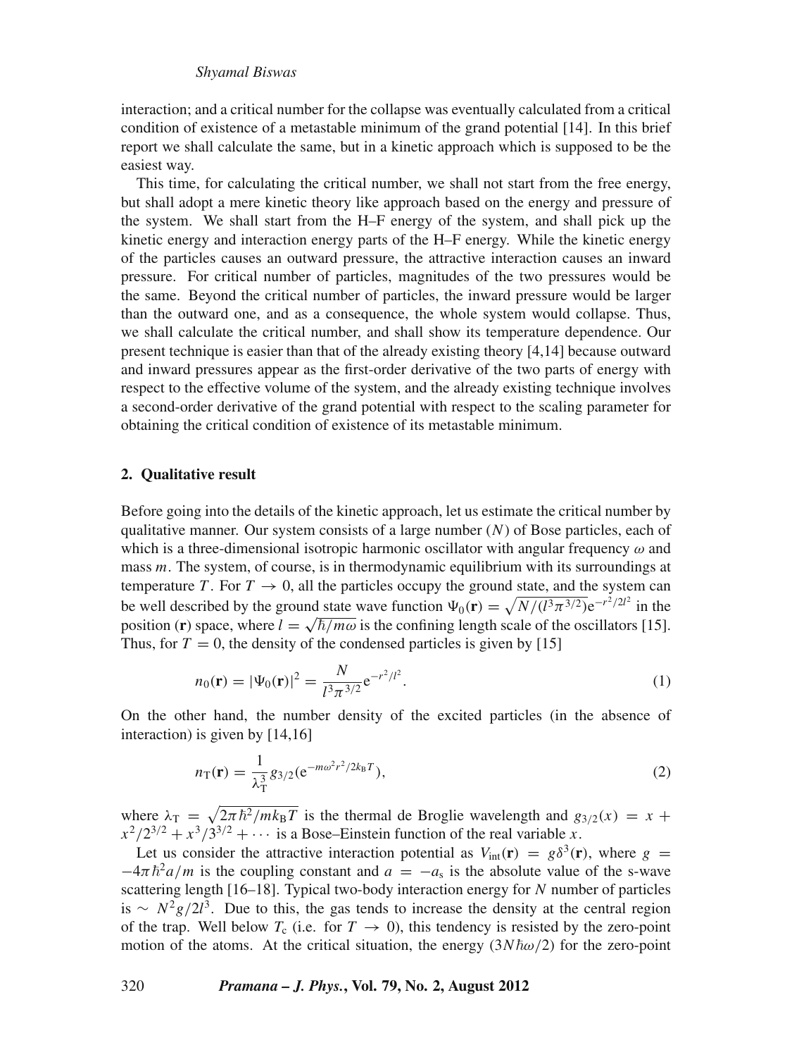interaction; and a critical number for the collapse was eventually calculated from a critical condition of existence of a metastable minimum of the grand potential [14]. In this brief report we shall calculate the same, but in a kinetic approach which is supposed to be the easiest way.

This time, for calculating the critical number, we shall not start from the free energy, but shall adopt a mere kinetic theory like approach based on the energy and pressure of the system. We shall start from the H–F energy of the system, and shall pick up the kinetic energy and interaction energy parts of the H–F energy. While the kinetic energy of the particles causes an outward pressure, the attractive interaction causes an inward pressure. For critical number of particles, magnitudes of the two pressures would be the same. Beyond the critical number of particles, the inward pressure would be larger than the outward one, and as a consequence, the whole system would collapse. Thus, we shall calculate the critical number, and shall show its temperature dependence. Our present technique is easier than that of the already existing theory [4,14] because outward and inward pressures appear as the first-order derivative of the two parts of energy with respect to the effective volume of the system, and the already existing technique involves a second-order derivative of the grand potential with respect to the scaling parameter for obtaining the critical condition of existence of its metastable minimum.

## 2. Qualitative result

Before going into the details of the kinetic approach, let us estimate the critical number by qualitative manner. Our system consists of a large number ($N$) of Bose particles, each of which is a three-dimensional isotropic harmonic oscillator with angular frequency $\omega$ and mass $m$. The system, of course, is in thermodynamic equilibrium with its surroundings at temperature $T$. For $T \to 0$, all the particles occupy the ground state, and the system can be well described by the ground state wave function $\Psi_0(\mathbf{r}) = \sqrt{N/(l^3\pi^{3/2})}\mathrm{e}^{-r^2/2l^2}$ in the position ($\mathbf{r}$) space, where $l = \sqrt{\hbar/m\omega}$ is the confining length scale of the oscillators [15]. Thus, for $T = 0$, the density of the condensed particles is given by [15]

$$n_0(\mathbf{r}) = |\Psi_0(\mathbf{r})|^2 = \frac{N}{l^3\pi^{3/2}}\mathrm{e}^{-r^2/l^2}. \tag{1}$$

On the other hand, the number density of the excited particles (in the absence of interaction) is given by [14,16]

$$n_{\mathrm{T}}(\mathbf{r}) = \frac{1}{\lambda_{\mathrm{T}}^3} g_{3/2}(\mathrm{e}^{-m\omega^2 r^2/2k_{\mathrm{B}}T}), \tag{2}$$

where $\lambda_{\mathrm{T}} = \sqrt{2\pi\hbar^2/mk_{\mathrm{B}}T}$ is the thermal de Broglie wavelength and $g_{3/2}(x) = x + x^2/2^{3/2} + x^3/3^{3/2} + \cdots$ is a Bose–Einstein function of the real variable $x$.

Let us consider the attractive interaction potential as $V_{\mathrm{int}}(\mathbf{r}) = g\delta^3(\mathbf{r})$, where $g = -4\pi\hbar^2 a/m$ is the coupling constant and $a = -a_{\mathrm{s}}$ is the absolute value of the s-wave scattering length [16–18]. Typical two-body interaction energy for $N$ number of particles is $\sim N^2 g/2l^3$. Due to this, the gas tends to increase the density at the central region of the trap. Well below $T_{\mathrm{c}}$ (i.e. for $T \to 0$), this tendency is resisted by the zero-point motion of the atoms. At the critical situation, the energy ($3N\hbar\omega/2$) for the zero-point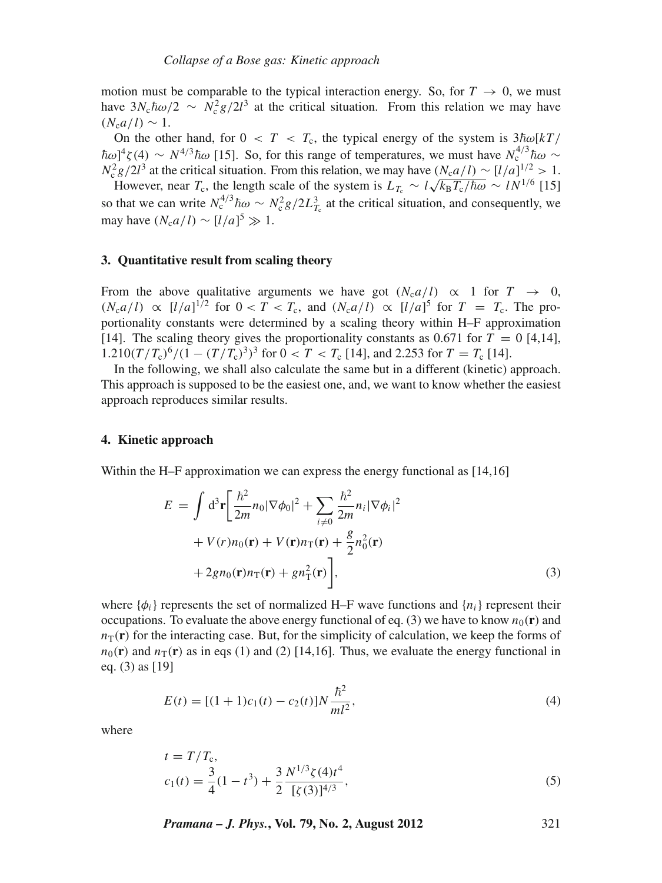motion must be comparable to the typical interaction energy. So, for $T \to 0$, we must have $3N_c\hbar\omega/2 \sim N_c^2 g/2l^3$ at the critical situation. From this relation we may have $(N_c a/l) \sim 1$.

On the other hand, for $0 < T < T_c$, the typical energy of the system is $3\hbar\omega[kT/\hbar\omega]^4\zeta(4) \sim N^{4/3}\hbar\omega$ [15]. So, for this range of temperatures, we must have $N_c^{4/3}\hbar\omega \sim N_c^2 g/2l^3$ at the critical situation. From this relation, we may have $(N_c a/l) \sim [l/a]^{1/2} > 1$.

However, near $T_c$, the length scale of the system is $L_{T_c} \sim l\sqrt{k_B T_c/\hbar\omega} \sim lN^{1/6}$ [15] so that we can write $N_c^{4/3}\hbar\omega \sim N_c^2 g/2L_{T_c}^3$ at the critical situation, and consequently, we may have $(N_c a/l) \sim [l/a]^5 \gg 1$.

## 3. Quantitative result from scaling theory

From the above qualitative arguments we have got $(N_c a/l) \propto 1$ for $T \to 0$, $(N_c a/l) \propto [l/a]^{1/2}$ for $0 < T < T_c$, and $(N_c a/l) \propto [l/a]^5$ for $T = T_c$. The proportionality constants were determined by a scaling theory within H–F approximation [14]. The scaling theory gives the proportionality constants as 0.671 for $T = 0$ [4,14], $1.210(T/T_c)^6/(1-(T/T_c)^3)^3$ for $0 < T < T_c$ [14], and 2.253 for $T = T_c$ [14].

In the following, we shall also calculate the same but in a different (kinetic) approach. This approach is supposed to be the easiest one, and, we want to know whether the easiest approach reproduces similar results.

## 4. Kinetic approach

Within the H–F approximation we can express the energy functional as [14,16]

$$
\begin{aligned}
E = \int d^3\mathbf{r}\bigg[&\frac{\hbar^2}{2m}n_0|\nabla\phi_0|^2 + \sum_{i\neq 0}\frac{\hbar^2}{2m}n_i|\nabla\phi_i|^2 \\
&+ V(r)n_0(\mathbf{r}) + V(\mathbf{r})n_T(\mathbf{r}) + \frac{g}{2}n_0^2(\mathbf{r}) \\
&+ 2gn_0(\mathbf{r})n_T(\mathbf{r}) + gn_T^2(\mathbf{r})\bigg],
\end{aligned} \tag{3}
$$

where $\{\phi_i\}$ represents the set of normalized H–F wave functions and $\{n_i\}$ represent their occupations. To evaluate the above energy functional of eq. (3) we have to know $n_0(\mathbf{r})$ and $n_T(\mathbf{r})$ for the interacting case. But, for the simplicity of calculation, we keep the forms of $n_0(\mathbf{r})$ and $n_T(\mathbf{r})$ as in eqs (1) and (2) [14,16]. Thus, we evaluate the energy functional in eq. (3) as [19]

$$
E(t) = [(1+1)c_1(t) - c_2(t)]N\frac{\hbar^2}{ml^2}, \tag{4}
$$

where

$$
\begin{aligned}
&t = T/T_c, \\
&c_1(t) = \frac{3}{4}(1-t^3) + \frac{3}{2}\frac{N^{1/3}\zeta(4)t^4}{[\zeta(3)]^{4/3}},
\end{aligned} \tag{5}
$$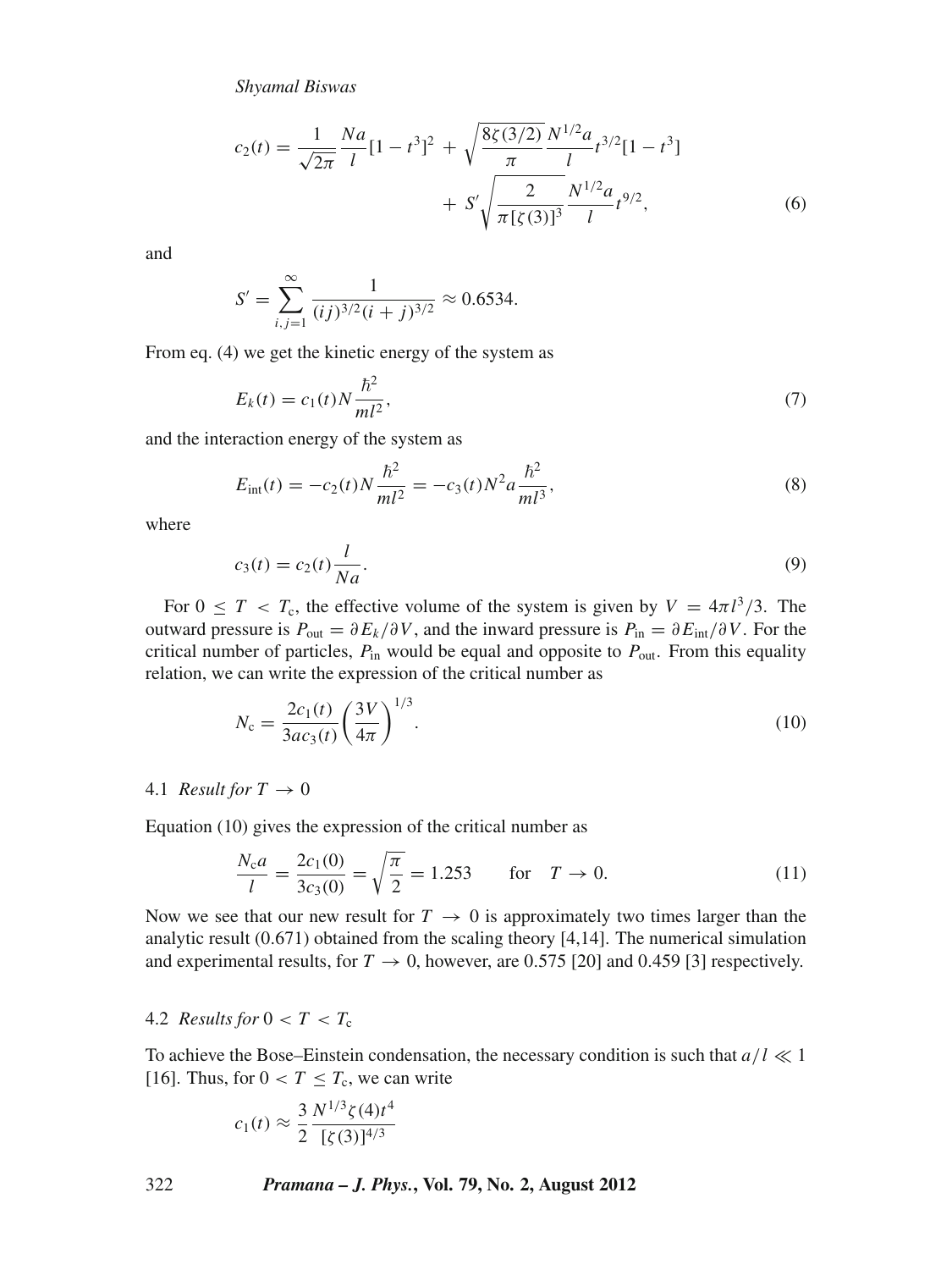$$c_2(t) = \frac{1}{\sqrt{2\pi}}\frac{Na}{l}[1-t^3]^2 + \sqrt{\frac{8\zeta(3/2)}{\pi}}\frac{N^{1/2}a}{l}t^{3/2}[1-t^3] + S'\sqrt{\frac{2}{\pi[\zeta(3)]^3}}\frac{N^{1/2}a}{l}t^{9/2}, \tag{6}$$

and

$$S' = \sum_{i,j=1}^{\infty}\frac{1}{(ij)^{3/2}(i+j)^{3/2}} \approx 0.6534.$$

From eq. (4) we get the kinetic energy of the system as

$$E_k(t) = c_1(t)N\frac{\hbar^2}{ml^2}, \tag{7}$$

and the interaction energy of the system as

$$E_{\text{int}}(t) = -c_2(t)N\frac{\hbar^2}{ml^2} = -c_3(t)N^2a\frac{\hbar^2}{ml^3}, \tag{8}$$

where

$$c_3(t) = c_2(t)\frac{l}{Na}. \tag{9}$$

For $0 \le T < T_c$, the effective volume of the system is given by $V = 4\pi l^3/3$. The outward pressure is $P_{\text{out}} = \partial E_k/\partial V$, and the inward pressure is $P_{\text{in}} = \partial E_{\text{int}}/\partial V$. For the critical number of particles, $P_{\text{in}}$ would be equal and opposite to $P_{\text{out}}$. From this equality relation, we can write the expression of the critical number as

$$N_c = \frac{2c_1(t)}{3ac_3(t)}\left(\frac{3V}{4\pi}\right)^{1/3}. \tag{10}$$

### 4.1 *Result for $T \to 0$*

Equation (10) gives the expression of the critical number as

$$\frac{N_c a}{l} = \frac{2c_1(0)}{3c_3(0)} = \sqrt{\frac{\pi}{2}} = 1.253 \qquad \text{for} \quad T \to 0. \tag{11}$$

Now we see that our new result for $T \to 0$ is approximately two times larger than the analytic result (0.671) obtained from the scaling theory [4,14]. The numerical simulation and experimental results, for $T \to 0$, however, are 0.575 [20] and 0.459 [3] respectively.

### 4.2 *Results for $0 < T < T_c$*

To achieve the Bose–Einstein condensation, the necessary condition is such that $a/l \ll 1$ [16]. Thus, for $0 < T \le T_c$, we can write

$$c_1(t) \approx \frac{3}{2}\frac{N^{1/3}\zeta(4)t^4}{[\zeta(3)]^{4/3}}$$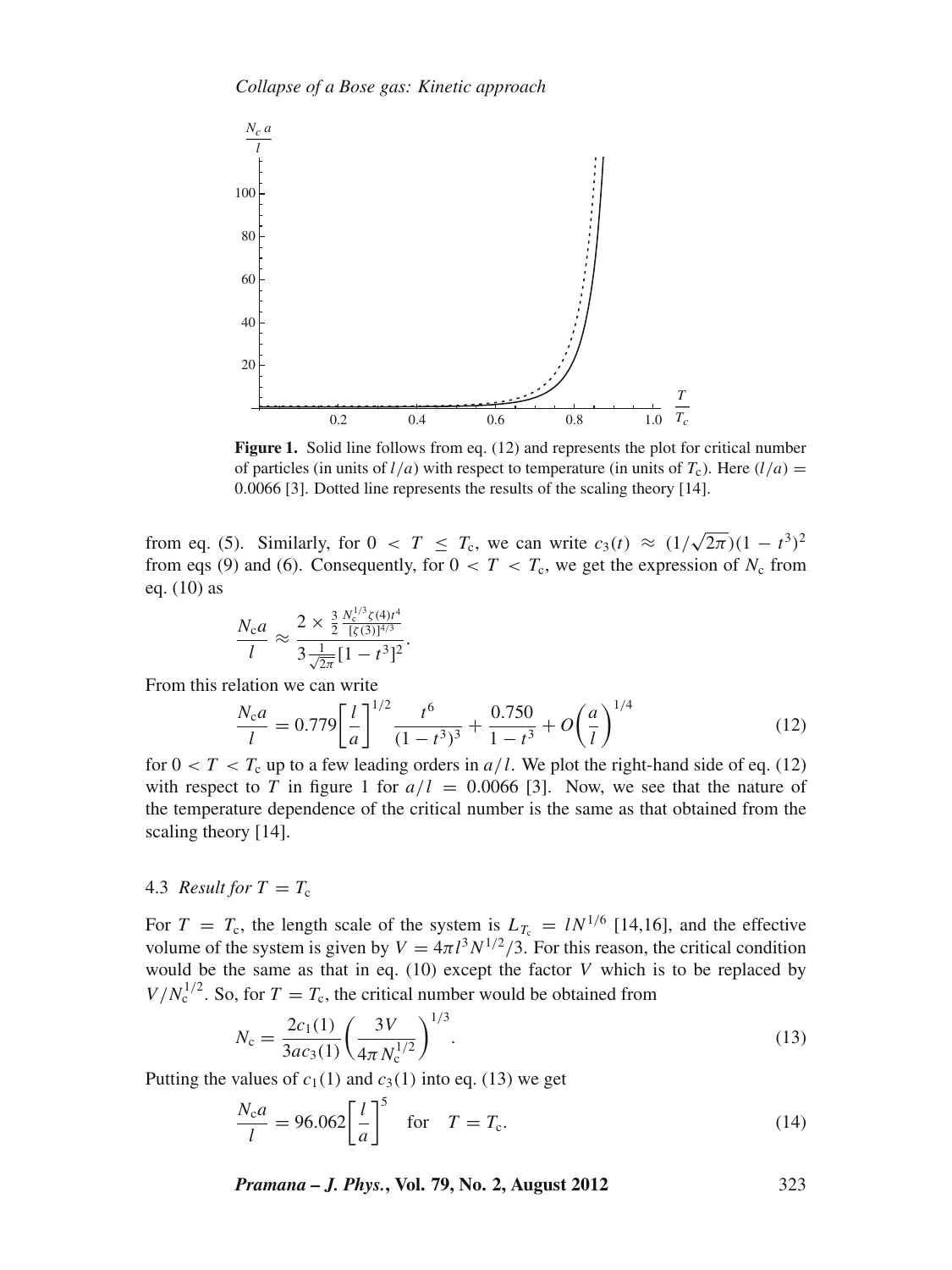**Figure 1.** Solid line follows from eq. (12) and represents the plot for critical number of particles (in units of $l/a$) with respect to temperature (in units of $T_c$). Here $(l/a) = 0.0066$ [3]. Dotted line represents the results of the scaling theory [14].

from eq. (5). Similarly, for $0 < T \leq T_c$, we can write $c_3(t) \approx (1/\sqrt{2\pi})(1-t^3)^2$ from eqs (9) and (6). Consequently, for $0 < T < T_c$, we get the expression of $N_c$ from eq. (10) as

$$\frac{N_c a}{l} \approx \frac{2 \times \frac{3}{2} \frac{N_c^{1/3} \zeta(4) t^4}{[\zeta(3)]^{4/3}}}{3 \frac{1}{\sqrt{2\pi}} [1-t^3]^2}.$$

From this relation we can write

$$\frac{N_c a}{l} = 0.779 \left[\frac{l}{a}\right]^{1/2} \frac{t^6}{(1-t^3)^3} + \frac{0.750}{1-t^3} + O\left(\frac{a}{l}\right)^{1/4} \tag{12}$$

for $0 < T < T_c$ up to a few leading orders in $a/l$. We plot the right-hand side of eq. (12) with respect to $T$ in figure 1 for $a/l = 0.0066$ [3]. Now, we see that the nature of the temperature dependence of the critical number is the same as that obtained from the scaling theory [14].

### 4.3 *Result for* $T = T_c$

For $T = T_c$, the length scale of the system is $L_{T_c} = lN^{1/6}$ [14,16], and the effective volume of the system is given by $V = 4\pi l^3 N^{1/2}/3$. For this reason, the critical condition would be the same as that in eq. (10) except the factor $V$ which is to be replaced by $V/N_c^{1/2}$. So, for $T = T_c$, the critical number would be obtained from

$$N_c = \frac{2c_1(1)}{3ac_3(1)} \left(\frac{3V}{4\pi N_c^{1/2}}\right)^{1/3}. \tag{13}$$

Putting the values of $c_1(1)$ and $c_3(1)$ into eq. (13) we get

$$\frac{N_c a}{l} = 96.062 \left[\frac{l}{a}\right]^5 \quad \text{for} \quad T = T_c. \tag{14}$$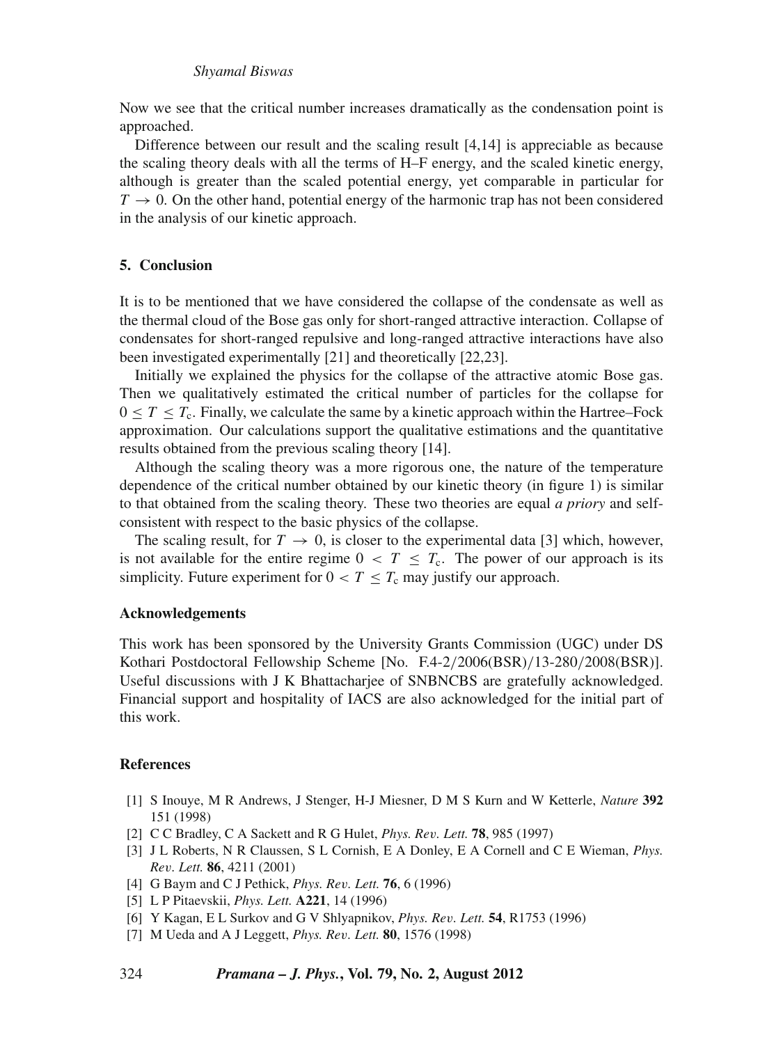Now we see that the critical number increases dramatically as the condensation point is approached.

Difference between our result and the scaling result [4,14] is appreciable as because the scaling theory deals with all the terms of H–F energy, and the scaled kinetic energy, although is greater than the scaled potential energy, yet comparable in particular for $T \to 0$. On the other hand, potential energy of the harmonic trap has not been considered in the analysis of our kinetic approach.

## 5. Conclusion

It is to be mentioned that we have considered the collapse of the condensate as well as the thermal cloud of the Bose gas only for short-ranged attractive interaction. Collapse of condensates for short-ranged repulsive and long-ranged attractive interactions have also been investigated experimentally [21] and theoretically [22,23].

Initially we explained the physics for the collapse of the attractive atomic Bose gas. Then we qualitatively estimated the critical number of particles for the collapse for $0 \leq T \leq T_c$. Finally, we calculate the same by a kinetic approach within the Hartree–Fock approximation. Our calculations support the qualitative estimations and the quantitative results obtained from the previous scaling theory [14].

Although the scaling theory was a more rigorous one, the nature of the temperature dependence of the critical number obtained by our kinetic theory (in figure 1) is similar to that obtained from the scaling theory. These two theories are equal *a priory* and self-consistent with respect to the basic physics of the collapse.

The scaling result, for $T \to 0$, is closer to the experimental data [3] which, however, is not available for the entire regime $0 < T \leq T_c$. The power of our approach is its simplicity. Future experiment for $0 < T \leq T_c$ may justify our approach.

### Acknowledgements

This work has been sponsored by the University Grants Commission (UGC) under DS Kothari Postdoctoral Fellowship Scheme [No. F.4-2/2006(BSR)/13-280/2008(BSR)]. Useful discussions with J K Bhattacharjee of SNBNCBS are gratefully acknowledged. Financial support and hospitality of IACS are also acknowledged for the initial part of this work.

### References

[1] S Inouye, M R Andrews, J Stenger, H-J Miesner, D M S Kurn and W Ketterle, *Nature* **392** 151 (1998)

[2] C C Bradley, C A Sackett and R G Hulet, *Phys. Rev. Lett.* **78**, 985 (1997)

[3] J L Roberts, N R Claussen, S L Cornish, E A Donley, E A Cornell and C E Wieman, *Phys. Rev. Lett.* **86**, 4211 (2001)

[4] G Baym and C J Pethick, *Phys. Rev. Lett.* **76**, 6 (1996)

[5] L P Pitaevskii, *Phys. Lett.* **A221**, 14 (1996)

[6] Y Kagan, E L Surkov and G V Shlyapnikov, *Phys. Rev. Lett.* **54**, R1753 (1996)

[7] M Ueda and A J Leggett, *Phys. Rev. Lett.* **80**, 1576 (1998)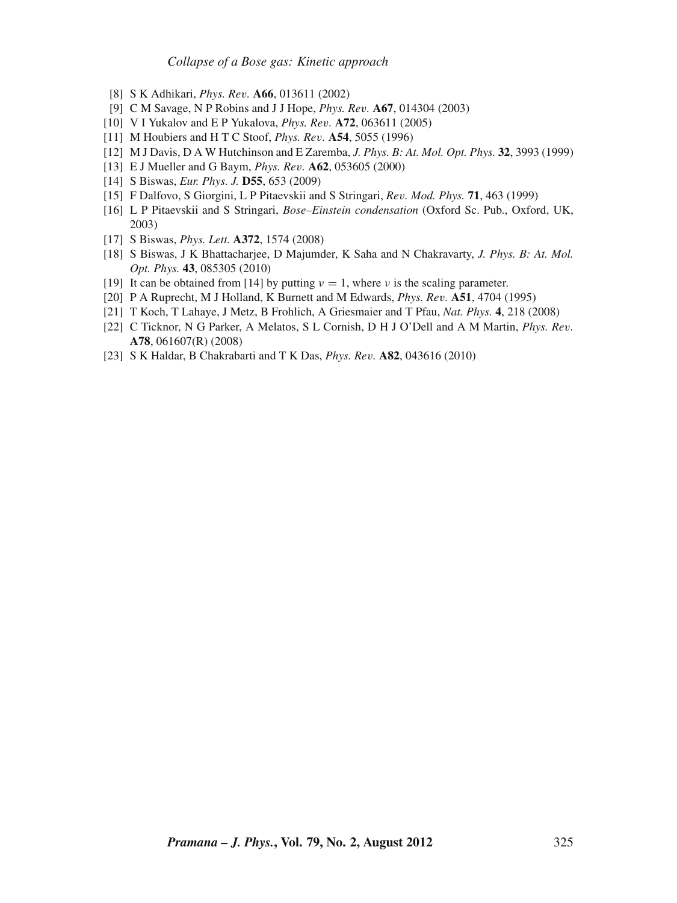[8] S K Adhikari, *Phys. Rev.* **A66**, 013611 (2002)

[9] C M Savage, N P Robins and J J Hope, *Phys. Rev.* **A67**, 014304 (2003)

[10] V I Yukalov and E P Yukalova, *Phys. Rev.* **A72**, 063611 (2005)

[11] M Houbiers and H T C Stoof, *Phys. Rev.* **A54**, 5055 (1996)

[12] M J Davis, D A W Hutchinson and E Zaremba, *J. Phys. B: At. Mol. Opt. Phys.* **32**, 3993 (1999)

[13] E J Mueller and G Baym, *Phys. Rev.* **A62**, 053605 (2000)

[14] S Biswas, *Eur. Phys. J.* **D55**, 653 (2009)

[15] F Dalfovo, S Giorgini, L P Pitaevskii and S Stringari, *Rev. Mod. Phys.* **71**, 463 (1999)

[16] L P Pitaevskii and S Stringari, *Bose–Einstein condensation* (Oxford Sc. Pub., Oxford, UK, 2003)

[17] S Biswas, *Phys. Lett.* **A372**, 1574 (2008)

[18] S Biswas, J K Bhattacharjee, D Majumder, K Saha and N Chakravarty, *J. Phys. B: At. Mol. Opt. Phys.* **43**, 085305 (2010)

[19] It can be obtained from [14] by putting $\nu = 1$, where $\nu$ is the scaling parameter.

[20] P A Ruprecht, M J Holland, K Burnett and M Edwards, *Phys. Rev.* **A51**, 4704 (1995)

[21] T Koch, T Lahaye, J Metz, B Frohlich, A Griesmaier and T Pfau, *Nat. Phys.* **4**, 218 (2008)

[22] C Ticknor, N G Parker, A Melatos, S L Cornish, D H J O'Dell and A M Martin, *Phys. Rev.* **A78**, 061607(R) (2008)

[23] S K Haldar, B Chakrabarti and T K Das, *Phys. Rev.* **A82**, 043616 (2010)